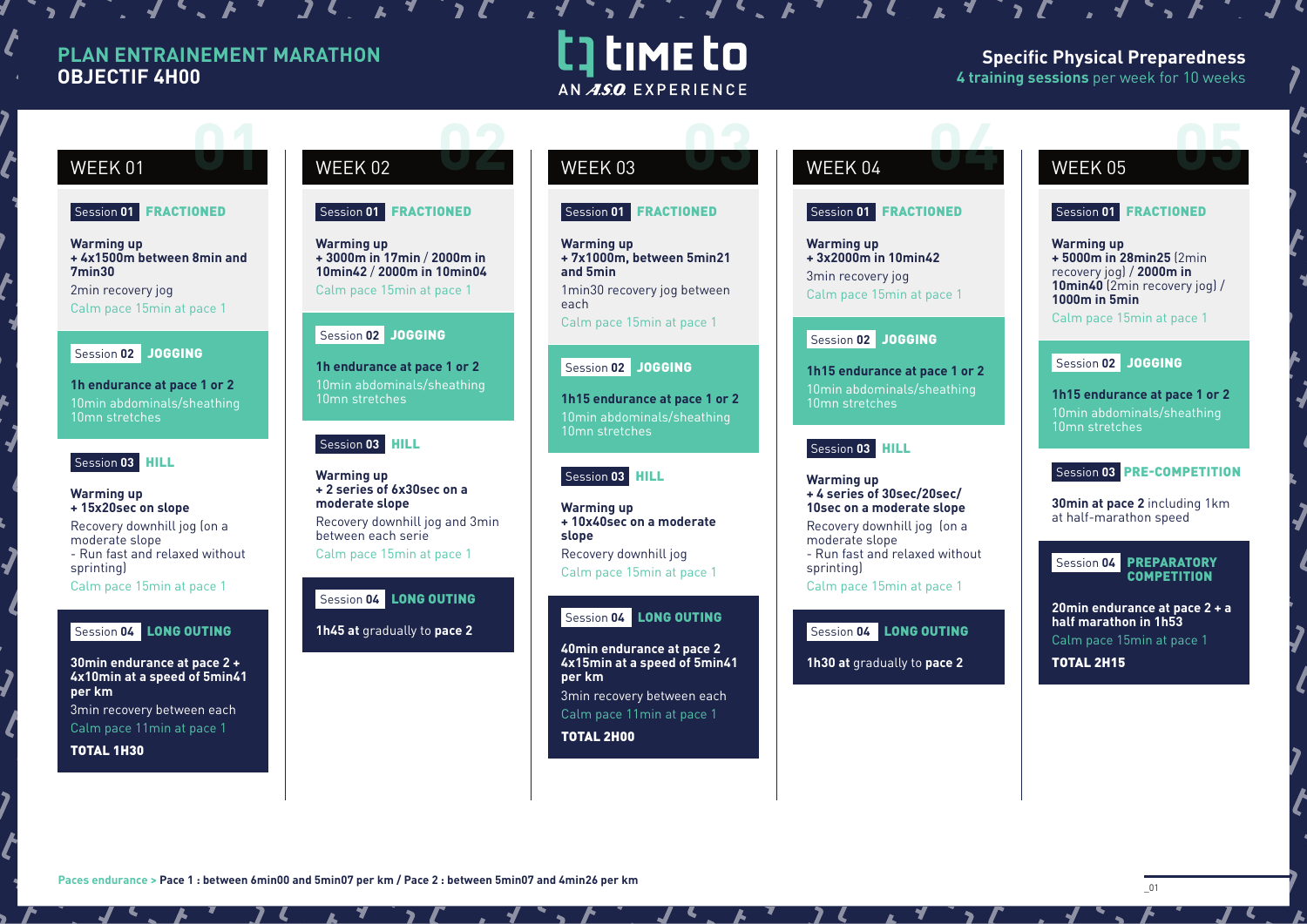**PLAN ENTRAINEMENT MARATHON**
**OBJECTIF 4H00**

TIME to — AN A.S.O. EXPERIENCE

**Specific Physical Preparedness**
**4 training sessions** per week for 10 weeks

## WEEK 01

**Session 01 FRACTIONED**

**Warming up**
**+ 4x1500m between 8min and 7min30**
2min recovery jog
Calm pace 15min at pace 1

**Session 02 JOGGING**

**1h endurance at pace 1 or 2**
10min abdominals/sheathing
10mn stretches

**Session 03 HILL**

**Warming up**
**+ 15x20sec on slope**
Recovery downhill jog (on a moderate slope
- Run fast and relaxed without sprinting)
Calm pace 15min at pace 1

**Session 04 LONG OUTING**

**30min endurance at pace 2 + 4x10min at a speed of 5min41 per km**
3min recovery between each
Calm pace 11min at pace 1
**TOTAL 1H30**

## WEEK 02

**Session 01 FRACTIONED**

**Warming up**
**+ 3000m in 17min / 2000m in 10min42 / 2000m in 10min04**
Calm pace 15min at pace 1

**Session 02 JOGGING**

**1h endurance at pace 1 or 2**
10min abdominals/sheathing
10mn stretches

**Session 03 HILL**

**Warming up**
**+ 2 series of 6x30sec on a moderate slope**
Recovery downhill jog and 3min between each serie
Calm pace 15min at pace 1

**Session 04 LONG OUTING**

**1h45 at** gradually to **pace 2**

## WEEK 03

**Session 01 FRACTIONED**

**Warming up**
**+ 7x1000m, between 5min21 and 5min**
1min30 recovery jog between each
Calm pace 15min at pace 1

**Session 02 JOGGING**

**1h15 endurance at pace 1 or 2**
10min abdominals/sheathing
10mn stretches

**Session 03 HILL**

**Warming up**
**+ 10x40sec on a moderate slope**
Recovery downhill jog
Calm pace 15min at pace 1

**Session 04 LONG OUTING**

**40min endurance at pace 2 4x15min at a speed of 5min41 per km**
3min recovery between each
Calm pace 11min at pace 1
**TOTAL 2H00**

## WEEK 04

**Session 01 FRACTIONED**

**Warming up**
**+ 3x2000m in 10min42**
3min recovery jog
Calm pace 15min at pace 1

**Session 02 JOGGING**

**1h15 endurance at pace 1 or 2**
10min abdominals/sheathing
10mn stretches

**Session 03 HILL**

**Warming up**
**+ 4 series of 30sec/20sec/ 10sec on a moderate slope**
Recovery downhill jog (on a moderate slope
- Run fast and relaxed without sprinting)
Calm pace 15min at pace 1

**Session 04 LONG OUTING**

**1h30 at** gradually to **pace 2**

## WEEK 05

**Session 01 FRACTIONED**

**Warming up**
**+ 5000m in 28min25** (2min recovery jog) / **2000m in 10min40** (2min recovery jog) / **1000m in 5min**
Calm pace 15min at pace 1

**Session 02 JOGGING**

**1h15 endurance at pace 1 or 2**
10min abdominals/sheathing
10mn stretches

**Session 03 PRE-COMPETITION**

**30min at pace 2** including 1km at half-marathon speed

**Session 04 PREPARATORY COMPETITION**

**20min endurance at pace 2 + a half marathon in 1h53**
Calm pace 15min at pace 1
**TOTAL 2H15**

Paces endurance > **Pace 1 : between 6min00 and 5min07 per km / Pace 2 : between 5min07 and 4min26 per km**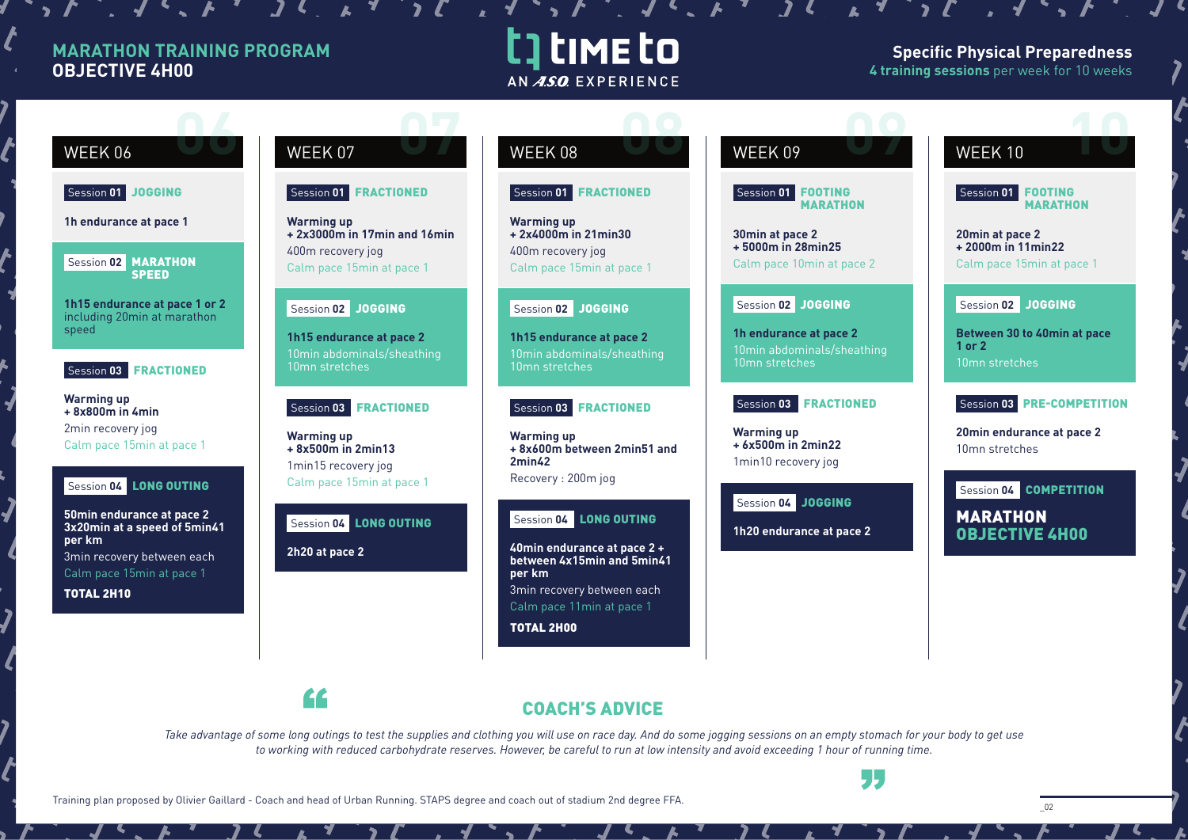**MARATHON TRAINING PROGRAM**
**OBJECTIVE 4H00**

TIME TO
AN A.S.O. EXPERIENCE

**Specific Physical Preparedness**
**4 training sessions** per week for 10 weeks

## WEEK 06

**Session 01 JOGGING**

**1h endurance at pace 1**

**Session 02 MARATHON SPEED**

**1h15 endurance at pace 1 or 2** including 20min at marathon speed

**Session 03 FRACTIONED**

**Warming up**
**+ 8x800m in 4min**
2min recovery jog
Calm pace 15min at pace 1

**Session 04 LONG OUTING**

**50min endurance at pace 2**
**3x20min at a speed of 5min41 per km**
3min recovery between each
Calm pace 15min at pace 1

**TOTAL 2H10**

## WEEK 07

**Session 01 FRACTIONED**

**Warming up**
**+ 2x3000m in 17min and 16min**
400m recovery jog
Calm pace 15min at pace 1

**Session 02 JOGGING**

**1h15 endurance at pace 2**
10min abdominals/sheathing
10mn stretches

**Session 03 FRACTIONED**

**Warming up**
**+ 8x500m in 2min13**
1min15 recovery jog
Calm pace 15min at pace 1

**Session 04 LONG OUTING**

**2h20 at pace 2**

## WEEK 08

**Session 01 FRACTIONED**

**Warming up**
**+ 2x4000m in 21min30**
400m recovery jog
Calm pace 15min at pace 1

**Session 02 JOGGING**

**1h15 endurance at pace 2**
10min abdominals/sheathing
10mn stretches

**Session 03 FRACTIONED**

**Warming up**
**+ 8x600m between 2min51 and 2min42**
Recovery : 200m jog

**Session 04 LONG OUTING**

**40min endurance at pace 2 + between 4x15min and 5min41 per km**
3min recovery between each
Calm pace 11min at pace 1

**TOTAL 2H00**

## WEEK 09

**Session 01 FOOTING MARATHON**

**30min at pace 2**
**+ 5000m in 28min25**
Calm pace 10min at pace 2

**Session 02 JOGGING**

**1h endurance at pace 2**
10min abdominals/sheathing
10mn stretches

**Session 03 FRACTIONED**

**Warming up**
**+ 6x500m in 2min22**
1min10 recovery jog

**Session 04 JOGGING**

**1h20 endurance at pace 2**

## WEEK 10

**Session 01 FOOTING MARATHON**

**20min at pace 2**
**+ 2000m in 11min22**
Calm pace 15min at pace 1

**Session 02 JOGGING**

**Between 30 to 40min at pace 1 or 2**
10mn stretches

**Session 03 PRE-COMPETITION**

**20min endurance at pace 2**
10mn stretches

**Session 04 COMPETITION**

**MARATHON**
**OBJECTIVE 4H00**

## COACH'S ADVICE

*Take advantage of some long outings to test the supplies and clothing you will use on race day. And do some jogging sessions on an empty stomach for your body to get use to working with reduced carbohydrate reserves. However, be careful to run at low intensity and avoid exceeding 1 hour of running time.*

Training plan proposed by Olivier Gaillard - Coach and head of Urban Running. STAPS degree and coach out of stadium 2nd degree FFA.